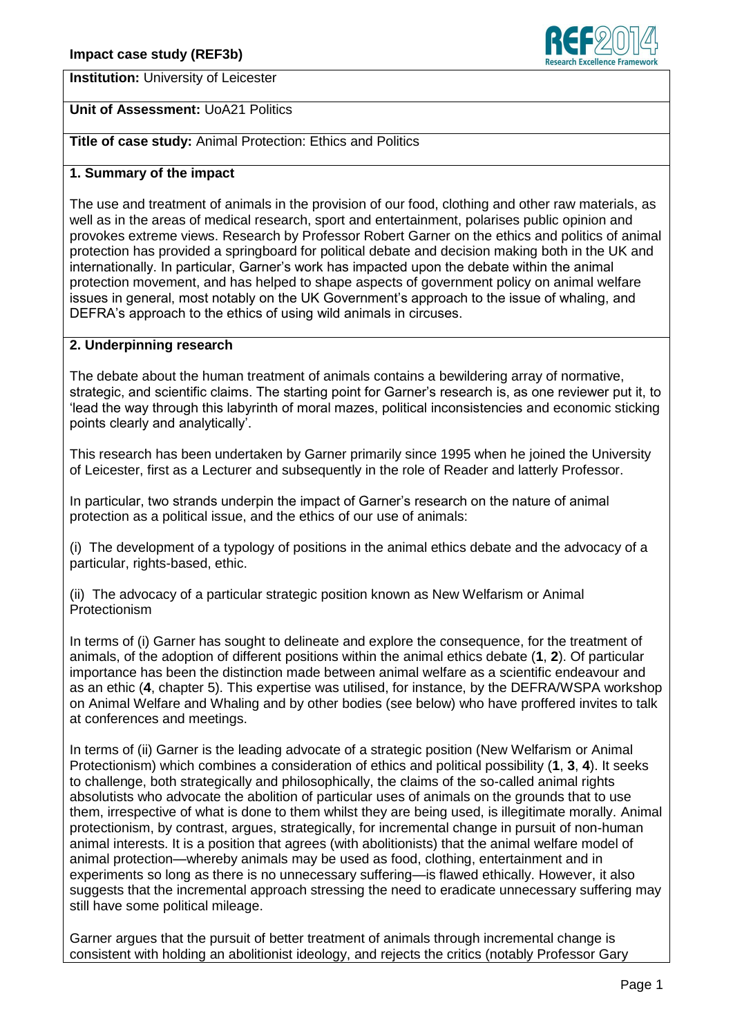**Impact case study (REF3b)**

**Institution:** University of Leicester

**Unit of Assessment:** UoA21 Politics

**Title of case study:** Animal Protection: Ethics and Politics

**1. Summary of the impact**

The use and treatment of animals in the provision of our food, clothing and other raw materials, as well as in the areas of medical research, sport and entertainment, polarises public opinion and provokes extreme views. Research by Professor Robert Garner on the ethics and politics of animal protection has provided a springboard for political debate and decision making both in the UK and internationally. In particular, Garner's work has impacted upon the debate within the animal protection movement, and has helped to shape aspects of government policy on animal welfare issues in general, most notably on the UK Government's approach to the issue of whaling, and DEFRA's approach to the ethics of using wild animals in circuses.

**2. Underpinning research**

The debate about the human treatment of animals contains a bewildering array of normative, strategic, and scientific claims. The starting point for Garner's research is, as one reviewer put it, to 'lead the way through this labyrinth of moral mazes, political inconsistencies and economic sticking points clearly and analytically'.

This research has been undertaken by Garner primarily since 1995 when he joined the University of Leicester, first as a Lecturer and subsequently in the role of Reader and latterly Professor.

In particular, two strands underpin the impact of Garner's research on the nature of animal protection as a political issue, and the ethics of our use of animals:

(i) The development of a typology of positions in the animal ethics debate and the advocacy of a particular, rights-based, ethic.

(ii) The advocacy of a particular strategic position known as New Welfarism or Animal Protectionism

In terms of (i) Garner has sought to delineate and explore the consequence, for the treatment of animals, of the adoption of different positions within the animal ethics debate (**1**, **2**). Of particular importance has been the distinction made between animal welfare as a scientific endeavour and as an ethic (**4**, chapter 5). This expertise was utilised, for instance, by the DEFRA/WSPA workshop on Animal Welfare and Whaling and by other bodies (see below) who have proffered invites to talk at conferences and meetings.

In terms of (ii) Garner is the leading advocate of a strategic position (New Welfarism or Animal Protectionism) which combines a consideration of ethics and political possibility (**1**, **3**, **4**). It seeks to challenge, both strategically and philosophically, the claims of the so-called animal rights absolutists who advocate the abolition of particular uses of animals on the grounds that to use them, irrespective of what is done to them whilst they are being used, is illegitimate morally. Animal protectionism, by contrast, argues, strategically, for incremental change in pursuit of non-human animal interests. It is a position that agrees (with abolitionists) that the animal welfare model of animal protection—whereby animals may be used as food, clothing, entertainment and in experiments so long as there is no unnecessary suffering—is flawed ethically. However, it also suggests that the incremental approach stressing the need to eradicate unnecessary suffering may still have some political mileage.

Garner argues that the pursuit of better treatment of animals through incremental change is consistent with holding an abolitionist ideology, and rejects the critics (notably Professor Gary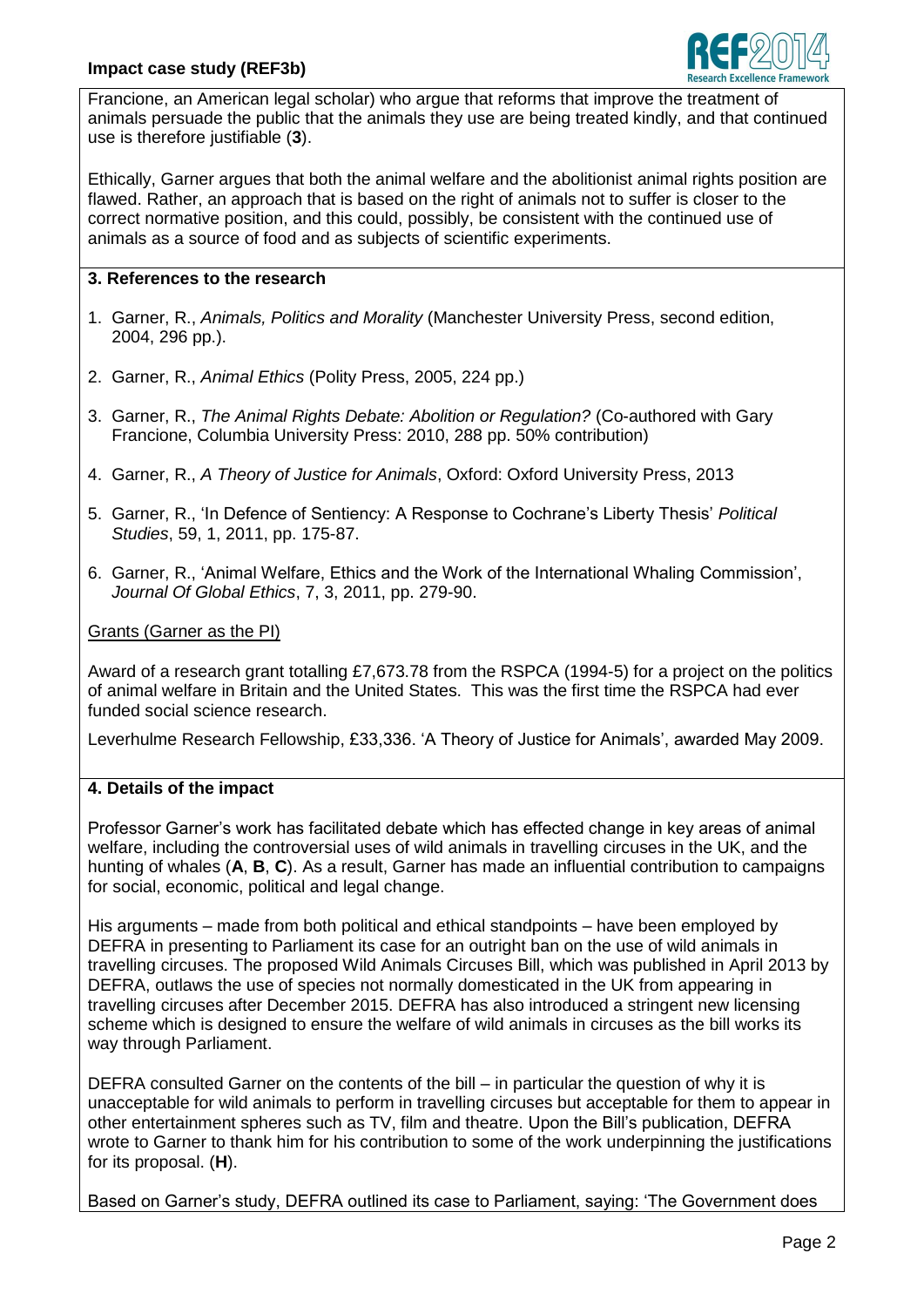Francione, an American legal scholar) who argue that reforms that improve the treatment of animals persuade the public that the animals they use are being treated kindly, and that continued use is therefore justifiable (**3**).

Ethically, Garner argues that both the animal welfare and the abolitionist animal rights position are flawed. Rather, an approach that is based on the right of animals not to suffer is closer to the correct normative position, and this could, possibly, be consistent with the continued use of animals as a source of food and as subjects of scientific experiments.

## 3. References to the research

1. Garner, R., *Animals, Politics and Morality* (Manchester University Press, second edition, 2004, 296 pp.).
2. Garner, R., *Animal Ethics* (Polity Press, 2005, 224 pp.)
3. Garner, R., *The Animal Rights Debate: Abolition or Regulation?* (Co-authored with Gary Francione, Columbia University Press: 2010, 288 pp. 50% contribution)
4. Garner, R., *A Theory of Justice for Animals*, Oxford: Oxford University Press, 2013
5. Garner, R., 'In Defence of Sentiency: A Response to Cochrane's Liberty Thesis' *Political Studies*, 59, 1, 2011, pp. 175-87.
6. Garner, R., 'Animal Welfare, Ethics and the Work of the International Whaling Commission', *Journal Of Global Ethics*, 7, 3, 2011, pp. 279-90.

Grants (Garner as the PI)

Award of a research grant totalling £7,673.78 from the RSPCA (1994-5) for a project on the politics of animal welfare in Britain and the United States. This was the first time the RSPCA had ever funded social science research.

Leverhulme Research Fellowship, £33,336. 'A Theory of Justice for Animals', awarded May 2009.

## 4. Details of the impact

Professor Garner's work has facilitated debate which has effected change in key areas of animal welfare, including the controversial uses of wild animals in travelling circuses in the UK, and the hunting of whales (**A**, **B**, **C**). As a result, Garner has made an influential contribution to campaigns for social, economic, political and legal change.

His arguments – made from both political and ethical standpoints – have been employed by DEFRA in presenting to Parliament its case for an outright ban on the use of wild animals in travelling circuses. The proposed Wild Animals Circuses Bill, which was published in April 2013 by DEFRA, outlaws the use of species not normally domesticated in the UK from appearing in travelling circuses after December 2015. DEFRA has also introduced a stringent new licensing scheme which is designed to ensure the welfare of wild animals in circuses as the bill works its way through Parliament.

DEFRA consulted Garner on the contents of the bill – in particular the question of why it is unacceptable for wild animals to perform in travelling circuses but acceptable for them to appear in other entertainment spheres such as TV, film and theatre. Upon the Bill's publication, DEFRA wrote to Garner to thank him for his contribution to some of the work underpinning the justifications for its proposal. (**H**).

Based on Garner's study, DEFRA outlined its case to Parliament, saying: 'The Government does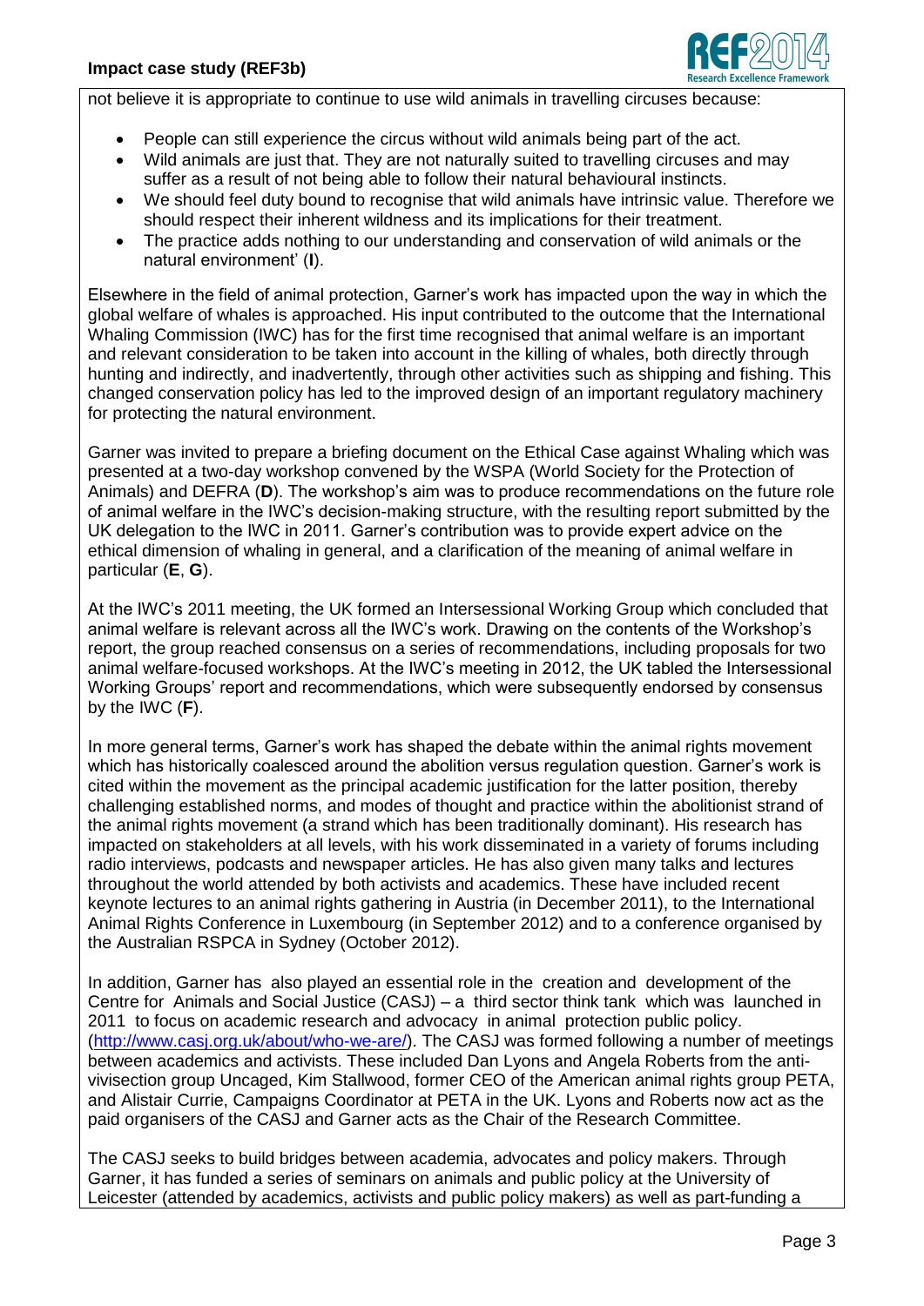not believe it is appropriate to continue to use wild animals in travelling circuses because:

- People can still experience the circus without wild animals being part of the act.
- Wild animals are just that. They are not naturally suited to travelling circuses and may suffer as a result of not being able to follow their natural behavioural instincts.
- We should feel duty bound to recognise that wild animals have intrinsic value. Therefore we should respect their inherent wildness and its implications for their treatment.
- The practice adds nothing to our understanding and conservation of wild animals or the natural environment' (**I**).

Elsewhere in the field of animal protection, Garner's work has impacted upon the way in which the global welfare of whales is approached. His input contributed to the outcome that the International Whaling Commission (IWC) has for the first time recognised that animal welfare is an important and relevant consideration to be taken into account in the killing of whales, both directly through hunting and indirectly, and inadvertently, through other activities such as shipping and fishing. This changed conservation policy has led to the improved design of an important regulatory machinery for protecting the natural environment.

Garner was invited to prepare a briefing document on the Ethical Case against Whaling which was presented at a two-day workshop convened by the WSPA (World Society for the Protection of Animals) and DEFRA (**D**). The workshop's aim was to produce recommendations on the future role of animal welfare in the IWC's decision-making structure, with the resulting report submitted by the UK delegation to the IWC in 2011. Garner's contribution was to provide expert advice on the ethical dimension of whaling in general, and a clarification of the meaning of animal welfare in particular (**E**, **G**).

At the IWC's 2011 meeting, the UK formed an Intersessional Working Group which concluded that animal welfare is relevant across all the IWC's work. Drawing on the contents of the Workshop's report, the group reached consensus on a series of recommendations, including proposals for two animal welfare-focused workshops. At the IWC's meeting in 2012, the UK tabled the Intersessional Working Groups' report and recommendations, which were subsequently endorsed by consensus by the IWC (**F**).

In more general terms, Garner's work has shaped the debate within the animal rights movement which has historically coalesced around the abolition versus regulation question. Garner's work is cited within the movement as the principal academic justification for the latter position, thereby challenging established norms, and modes of thought and practice within the abolitionist strand of the animal rights movement (a strand which has been traditionally dominant). His research has impacted on stakeholders at all levels, with his work disseminated in a variety of forums including radio interviews, podcasts and newspaper articles. He has also given many talks and lectures throughout the world attended by both activists and academics. These have included recent keynote lectures to an animal rights gathering in Austria (in December 2011), to the International Animal Rights Conference in Luxembourg (in September 2012) and to a conference organised by the Australian RSPCA in Sydney (October 2012).

In addition, Garner has also played an essential role in the creation and development of the Centre for Animals and Social Justice (CASJ) – a third sector think tank which was launched in 2011 to focus on academic research and advocacy in animal protection public policy. (http://www.casj.org.uk/about/who-we-are/). The CASJ was formed following a number of meetings between academics and activists. These included Dan Lyons and Angela Roberts from the anti-vivisection group Uncaged, Kim Stallwood, former CEO of the American animal rights group PETA, and Alistair Currie, Campaigns Coordinator at PETA in the UK. Lyons and Roberts now act as the paid organisers of the CASJ and Garner acts as the Chair of the Research Committee.

The CASJ seeks to build bridges between academia, advocates and policy makers. Through Garner, it has funded a series of seminars on animals and public policy at the University of Leicester (attended by academics, activists and public policy makers) as well as part-funding a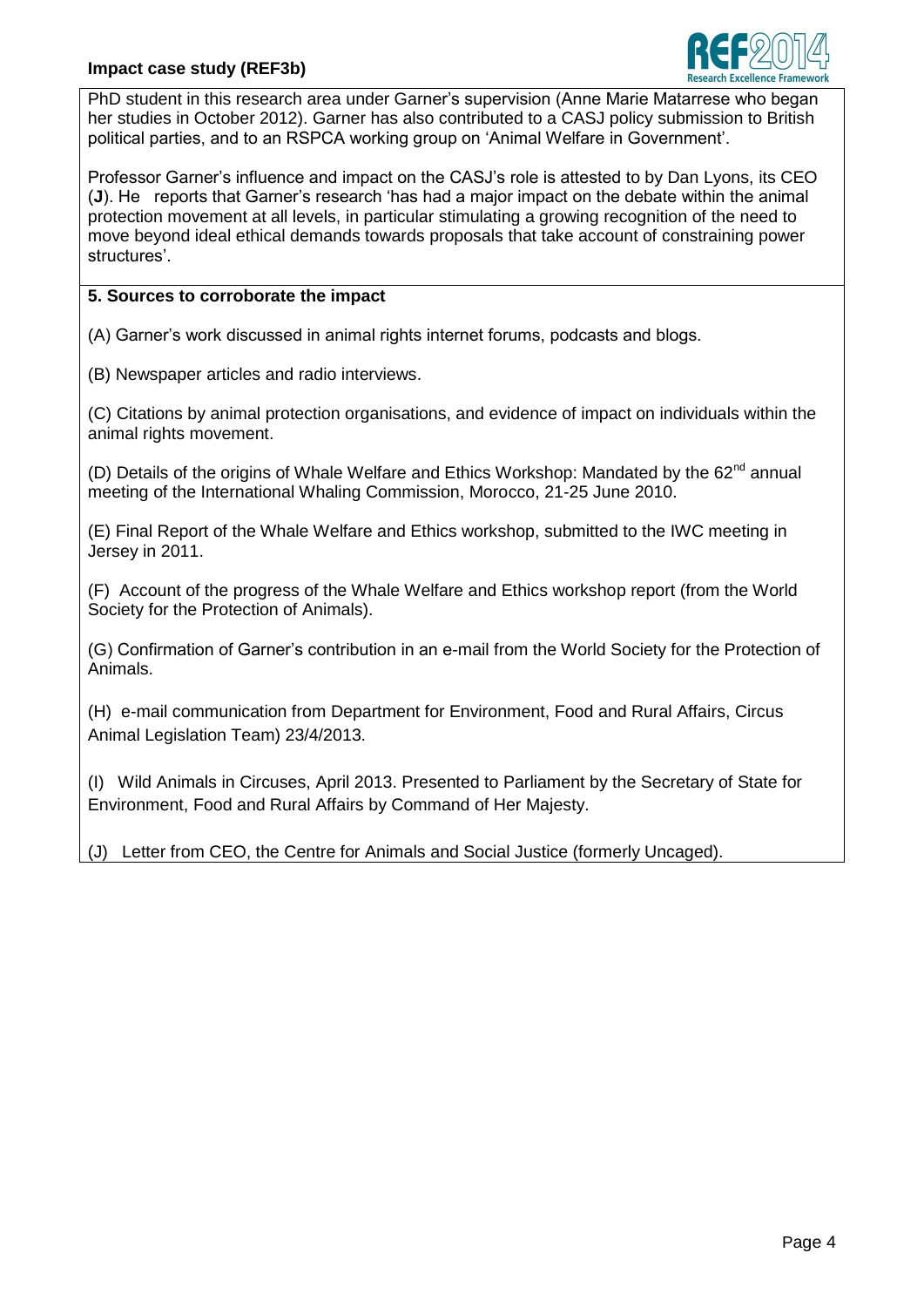PhD student in this research area under Garner's supervision (Anne Marie Matarrese who began her studies in October 2012). Garner has also contributed to a CASJ policy submission to British political parties, and to an RSPCA working group on 'Animal Welfare in Government'.

Professor Garner's influence and impact on the CASJ's role is attested to by Dan Lyons, its CEO (**J**). He reports that Garner's research 'has had a major impact on the debate within the animal protection movement at all levels, in particular stimulating a growing recognition of the need to move beyond ideal ethical demands towards proposals that take account of constraining power structures'.

## 5. Sources to corroborate the impact

(A) Garner's work discussed in animal rights internet forums, podcasts and blogs.

(B) Newspaper articles and radio interviews.

(C) Citations by animal protection organisations, and evidence of impact on individuals within the animal rights movement.

(D) Details of the origins of Whale Welfare and Ethics Workshop: Mandated by the 62nd annual meeting of the International Whaling Commission, Morocco, 21-25 June 2010.

(E) Final Report of the Whale Welfare and Ethics workshop, submitted to the IWC meeting in Jersey in 2011.

(F) Account of the progress of the Whale Welfare and Ethics workshop report (from the World Society for the Protection of Animals).

(G) Confirmation of Garner's contribution in an e-mail from the World Society for the Protection of Animals.

(H) e-mail communication from Department for Environment, Food and Rural Affairs, Circus Animal Legislation Team) 23/4/2013.

(I) Wild Animals in Circuses, April 2013. Presented to Parliament by the Secretary of State for Environment, Food and Rural Affairs by Command of Her Majesty.

(J) Letter from CEO, the Centre for Animals and Social Justice (formerly Uncaged).